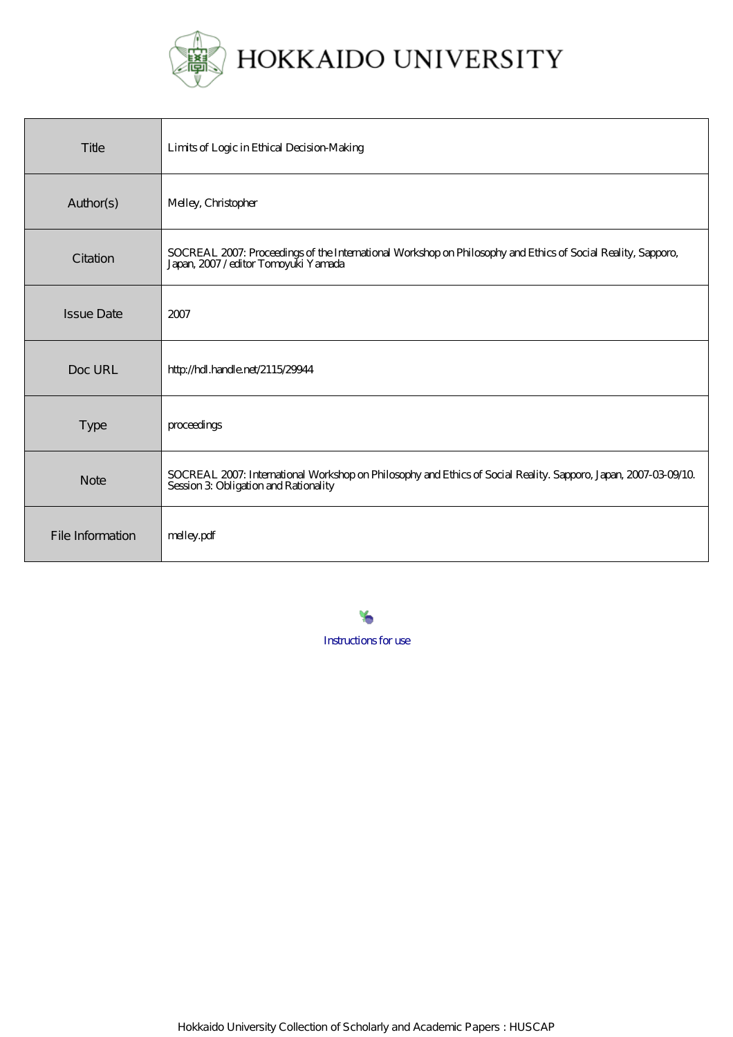# HOKKAIDO UNIVERSITY

| | |
|---|---|
| Title | Limits of Logic in Ethical Decision-Making |
| Author(s) | Melley, Christopher |
| Citation | SOCREAL 2007: Proceedings of the International Workshop on Philosophy and Ethics of Social Reality, Sapporo, Japan, 2007 / editor Tomoyuki Yamada |
| Issue Date | 2007 |
| Doc URL | http://hdl.handle.net/2115/29944 |
| Type | proceedings |
| Note | SOCREAL 2007: International Workshop on Philosophy and Ethics of Social Reality. Sapporo, Japan, 2007-03-09/10. Session 3: Obligation and Rationality |
| File Information | melley.pdf |

Instructions for use

Hokkaido University Collection of Scholarly and Academic Papers : HUSCAP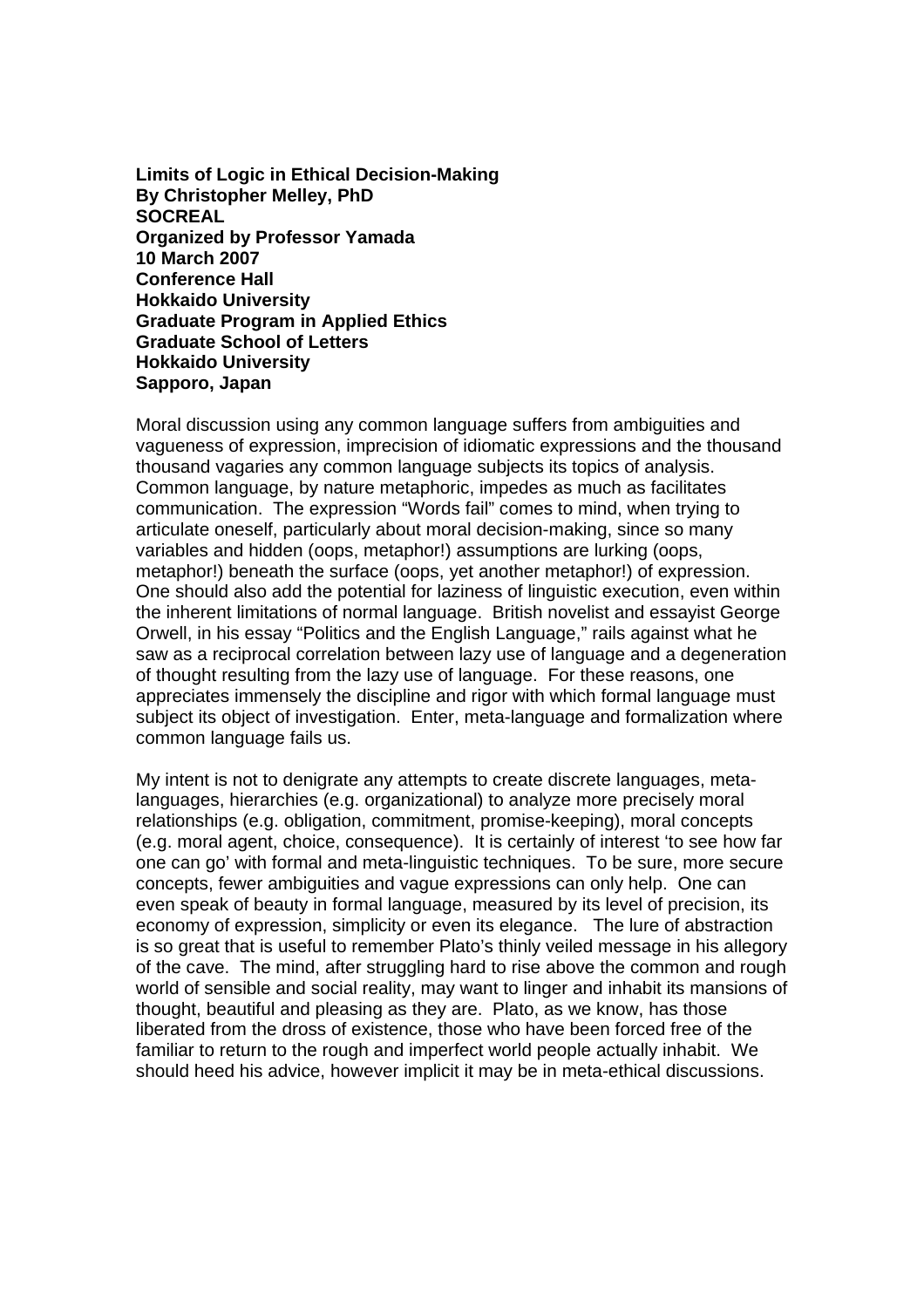**Limits of Logic in Ethical Decision-Making**
**By Christopher Melley, PhD**
**SOCREAL**
**Organized by Professor Yamada**
**10 March 2007**
**Conference Hall**
**Hokkaido University**
**Graduate Program in Applied Ethics**
**Graduate School of Letters**
**Hokkaido University**
**Sapporo, Japan**

Moral discussion using any common language suffers from ambiguities and vagueness of expression, imprecision of idiomatic expressions and the thousand thousand vagaries any common language subjects its topics of analysis. Common language, by nature metaphoric, impedes as much as facilitates communication. The expression "Words fail" comes to mind, when trying to articulate oneself, particularly about moral decision-making, since so many variables and hidden (oops, metaphor!) assumptions are lurking (oops, metaphor!) beneath the surface (oops, yet another metaphor!) of expression. One should also add the potential for laziness of linguistic execution, even within the inherent limitations of normal language. British novelist and essayist George Orwell, in his essay "Politics and the English Language," rails against what he saw as a reciprocal correlation between lazy use of language and a degeneration of thought resulting from the lazy use of language. For these reasons, one appreciates immensely the discipline and rigor with which formal language must subject its object of investigation. Enter, meta-language and formalization where common language fails us.

My intent is not to denigrate any attempts to create discrete languages, meta-languages, hierarchies (e.g. organizational) to analyze more precisely moral relationships (e.g. obligation, commitment, promise-keeping), moral concepts (e.g. moral agent, choice, consequence). It is certainly of interest 'to see how far one can go' with formal and meta-linguistic techniques. To be sure, more secure concepts, fewer ambiguities and vague expressions can only help. One can even speak of beauty in formal language, measured by its level of precision, its economy of expression, simplicity or even its elegance. The lure of abstraction is so great that is useful to remember Plato's thinly veiled message in his allegory of the cave. The mind, after struggling hard to rise above the common and rough world of sensible and social reality, may want to linger and inhabit its mansions of thought, beautiful and pleasing as they are. Plato, as we know, has those liberated from the dross of existence, those who have been forced free of the familiar to return to the rough and imperfect world people actually inhabit. We should heed his advice, however implicit it may be in meta-ethical discussions.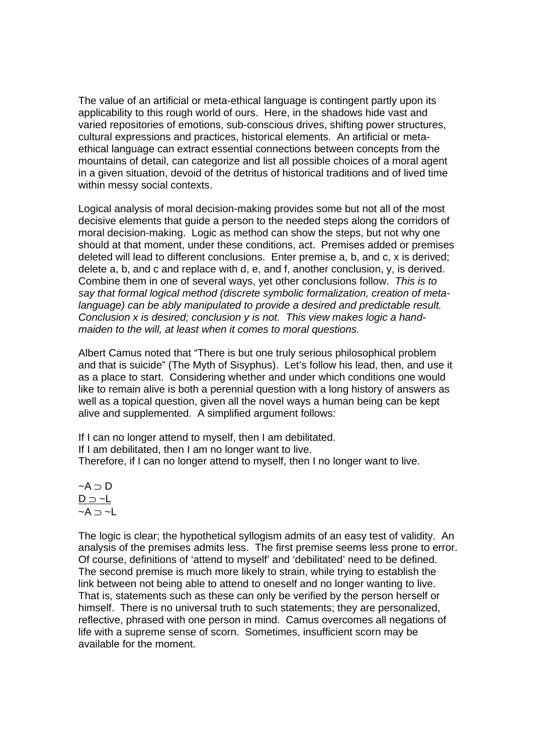The value of an artificial or meta-ethical language is contingent partly upon its applicability to this rough world of ours. Here, in the shadows hide vast and varied repositories of emotions, sub-conscious drives, shifting power structures, cultural expressions and practices, historical elements. An artificial or meta-ethical language can extract essential connections between concepts from the mountains of detail, can categorize and list all possible choices of a moral agent in a given situation, devoid of the detritus of historical traditions and of lived time within messy social contexts.

Logical analysis of moral decision-making provides some but not all of the most decisive elements that guide a person to the needed steps along the corridors of moral decision-making. Logic as method can show the steps, but not why one should at that moment, under these conditions, act. Premises added or premises deleted will lead to different conclusions. Enter premise a, b, and c, x is derived; delete a, b, and c and replace with d, e, and f, another conclusion, y, is derived. Combine them in one of several ways, yet other conclusions follow. *This is to say that formal logical method (discrete symbolic formalization, creation of meta-language) can be ably manipulated to provide a desired and predictable result. Conclusion x is desired; conclusion y is not. This view makes logic a hand-maiden to the will, at least when it comes to moral questions.*

Albert Camus noted that "There is but one truly serious philosophical problem and that is suicide" (The Myth of Sisyphus). Let's follow his lead, then, and use it as a place to start. Considering whether and under which conditions one would like to remain alive is both a perennial question with a long history of answers as well as a topical question, given all the novel ways a human being can be kept alive and supplemented. A simplified argument follows:

If I can no longer attend to myself, then I am debilitated.
If I am debilitated, then I am no longer want to live.
Therefore, if I can no longer attend to myself, then I no longer want to live.

$\sim A \supset D$
$\underline{D \supset \sim L}$
$\sim A \supset \sim L$

The logic is clear; the hypothetical syllogism admits of an easy test of validity. An analysis of the premises admits less. The first premise seems less prone to error. Of course, definitions of 'attend to myself' and 'debilitated' need to be defined. The second premise is much more likely to strain, while trying to establish the link between not being able to attend to oneself and no longer wanting to live. That is, statements such as these can only be verified by the person herself or himself. There is no universal truth to such statements; they are personalized, reflective, phrased with one person in mind. Camus overcomes all negations of life with a supreme sense of scorn. Sometimes, insufficient scorn may be available for the moment.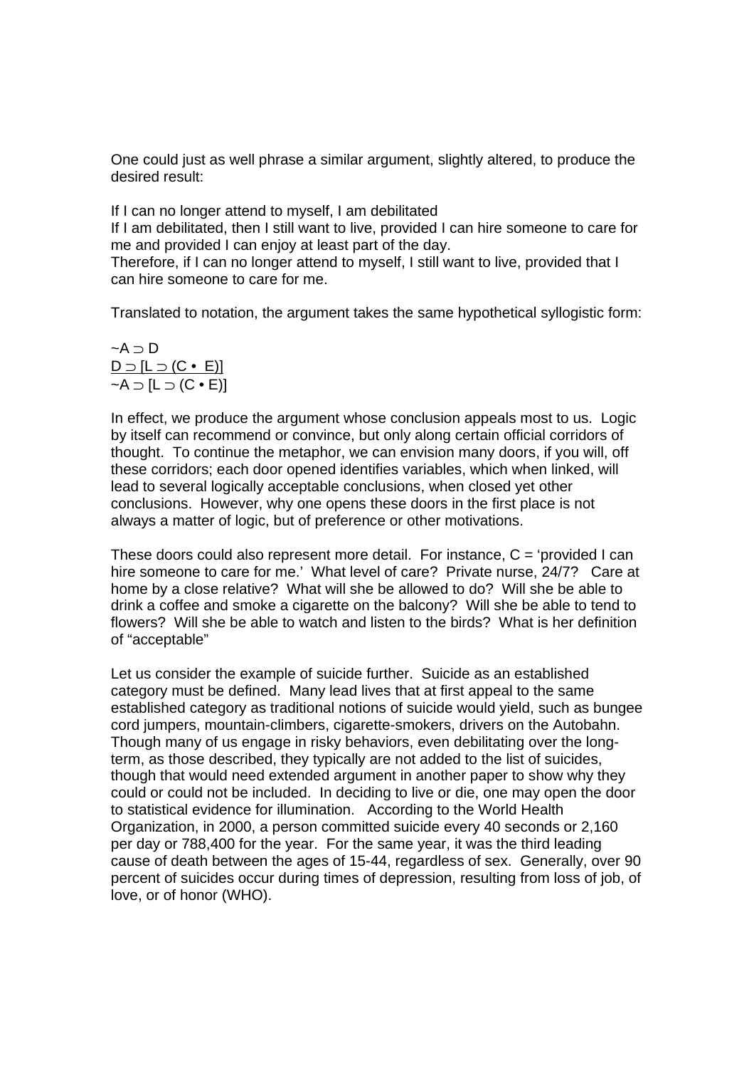One could just as well phrase a similar argument, slightly altered, to produce the desired result:

If I can no longer attend to myself, I am debilitated
If I am debilitated, then I still want to live, provided I can hire someone to care for me and provided I can enjoy at least part of the day.
Therefore, if I can no longer attend to myself, I still want to live, provided that I can hire someone to care for me.

Translated to notation, the argument takes the same hypothetical syllogistic form:

$$\sim A \supset D$$
$$\underline{D \supset [L \supset (C \bullet E)]}$$
$$\sim A \supset [L \supset (C \bullet E)]$$

In effect, we produce the argument whose conclusion appeals most to us. Logic by itself can recommend or convince, but only along certain official corridors of thought. To continue the metaphor, we can envision many doors, if you will, off these corridors; each door opened identifies variables, which when linked, will lead to several logically acceptable conclusions, when closed yet other conclusions. However, why one opens these doors in the first place is not always a matter of logic, but of preference or other motivations.

These doors could also represent more detail. For instance, C = 'provided I can hire someone to care for me.' What level of care? Private nurse, 24/7? Care at home by a close relative? What will she be allowed to do? Will she be able to drink a coffee and smoke a cigarette on the balcony? Will she be able to tend to flowers? Will she be able to watch and listen to the birds? What is her definition of "acceptable"

Let us consider the example of suicide further. Suicide as an established category must be defined. Many lead lives that at first appeal to the same established category as traditional notions of suicide would yield, such as bungee cord jumpers, mountain-climbers, cigarette-smokers, drivers on the Autobahn. Though many of us engage in risky behaviors, even debilitating over the long-term, as those described, they typically are not added to the list of suicides, though that would need extended argument in another paper to show why they could or could not be included. In deciding to live or die, one may open the door to statistical evidence for illumination. According to the World Health Organization, in 2000, a person committed suicide every 40 seconds or 2,160 per day or 788,400 for the year. For the same year, it was the third leading cause of death between the ages of 15-44, regardless of sex. Generally, over 90 percent of suicides occur during times of depression, resulting from loss of job, of love, or of honor (WHO).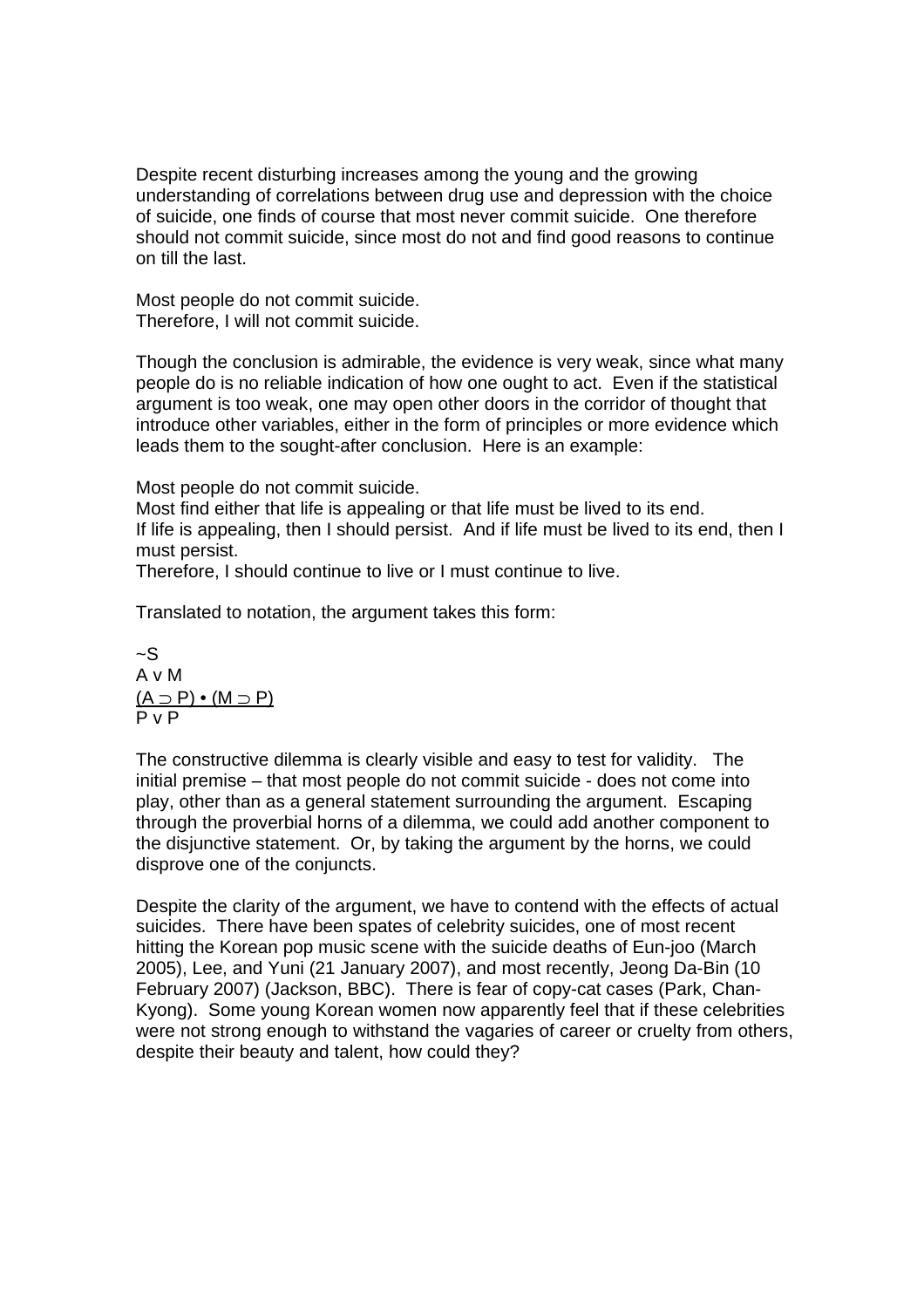Despite recent disturbing increases among the young and the growing understanding of correlations between drug use and depression with the choice of suicide, one finds of course that most never commit suicide. One therefore should not commit suicide, since most do not and find good reasons to continue on till the last.

Most people do not commit suicide.
Therefore, I will not commit suicide.

Though the conclusion is admirable, the evidence is very weak, since what many people do is no reliable indication of how one ought to act. Even if the statistical argument is too weak, one may open other doors in the corridor of thought that introduce other variables, either in the form of principles or more evidence which leads them to the sought-after conclusion. Here is an example:

Most people do not commit suicide.
Most find either that life is appealing or that life must be lived to its end.
If life is appealing, then I should persist. And if life must be lived to its end, then I must persist.
Therefore, I should continue to live or I must continue to live.

Translated to notation, the argument takes this form:

$\sim S$
$A \vee M$
$\underline{(A \supset P) \bullet (M \supset P)}$
$P \vee P$

The constructive dilemma is clearly visible and easy to test for validity. The initial premise – that most people do not commit suicide - does not come into play, other than as a general statement surrounding the argument. Escaping through the proverbial horns of a dilemma, we could add another component to the disjunctive statement. Or, by taking the argument by the horns, we could disprove one of the conjuncts.

Despite the clarity of the argument, we have to contend with the effects of actual suicides. There have been spates of celebrity suicides, one of most recent hitting the Korean pop music scene with the suicide deaths of Eun-joo (March 2005), Lee, and Yuni (21 January 2007), and most recently, Jeong Da-Bin (10 February 2007) (Jackson, BBC). There is fear of copy-cat cases (Park, Chan-Kyong). Some young Korean women now apparently feel that if these celebrities were not strong enough to withstand the vagaries of career or cruelty from others, despite their beauty and talent, how could they?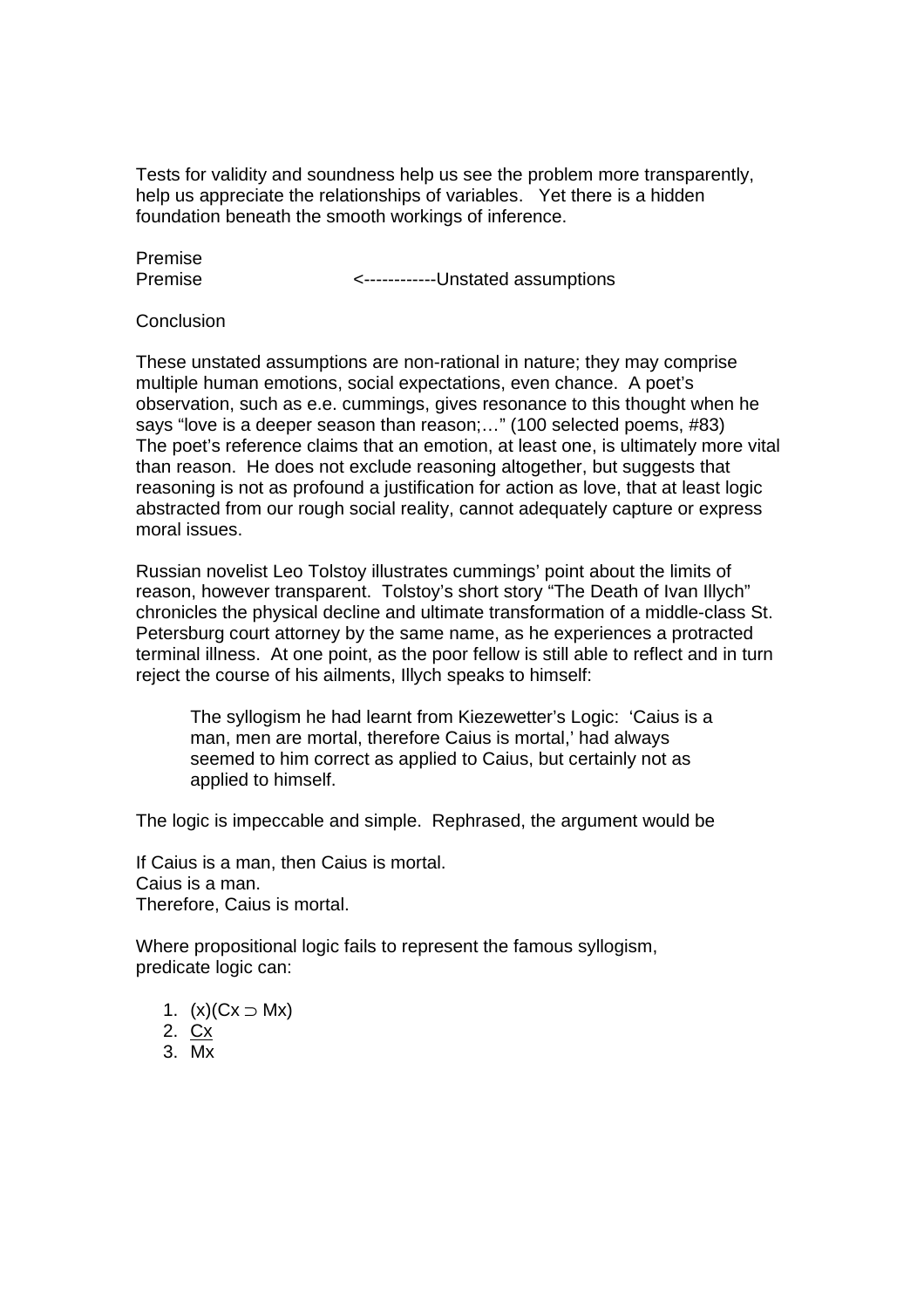Tests for validity and soundness help us see the problem more transparently, help us appreciate the relationships of variables. Yet there is a hidden foundation beneath the smooth workings of inference.

Premise
Premise <------------Unstated assumptions

Conclusion

These unstated assumptions are non-rational in nature; they may comprise multiple human emotions, social expectations, even chance. A poet's observation, such as e.e. cummings, gives resonance to this thought when he says "love is a deeper season than reason;…" (100 selected poems, #83) The poet's reference claims that an emotion, at least one, is ultimately more vital than reason. He does not exclude reasoning altogether, but suggests that reasoning is not as profound a justification for action as love, that at least logic abstracted from our rough social reality, cannot adequately capture or express moral issues.

Russian novelist Leo Tolstoy illustrates cummings' point about the limits of reason, however transparent. Tolstoy's short story "The Death of Ivan Illych" chronicles the physical decline and ultimate transformation of a middle-class St. Petersburg court attorney by the same name, as he experiences a protracted terminal illness. At one point, as the poor fellow is still able to reflect and in turn reject the course of his ailments, Illych speaks to himself:

> The syllogism he had learnt from Kiezewetter's Logic: 'Caius is a man, men are mortal, therefore Caius is mortal,' had always seemed to him correct as applied to Caius, but certainly not as applied to himself.

The logic is impeccable and simple. Rephrased, the argument would be

If Caius is a man, then Caius is mortal.
Caius is a man.
Therefore, Caius is mortal.

Where propositional logic fails to represent the famous syllogism, predicate logic can:

1. $(x)(Cx \supset Mx)$
2. $\underline{Cx}$
3. $Mx$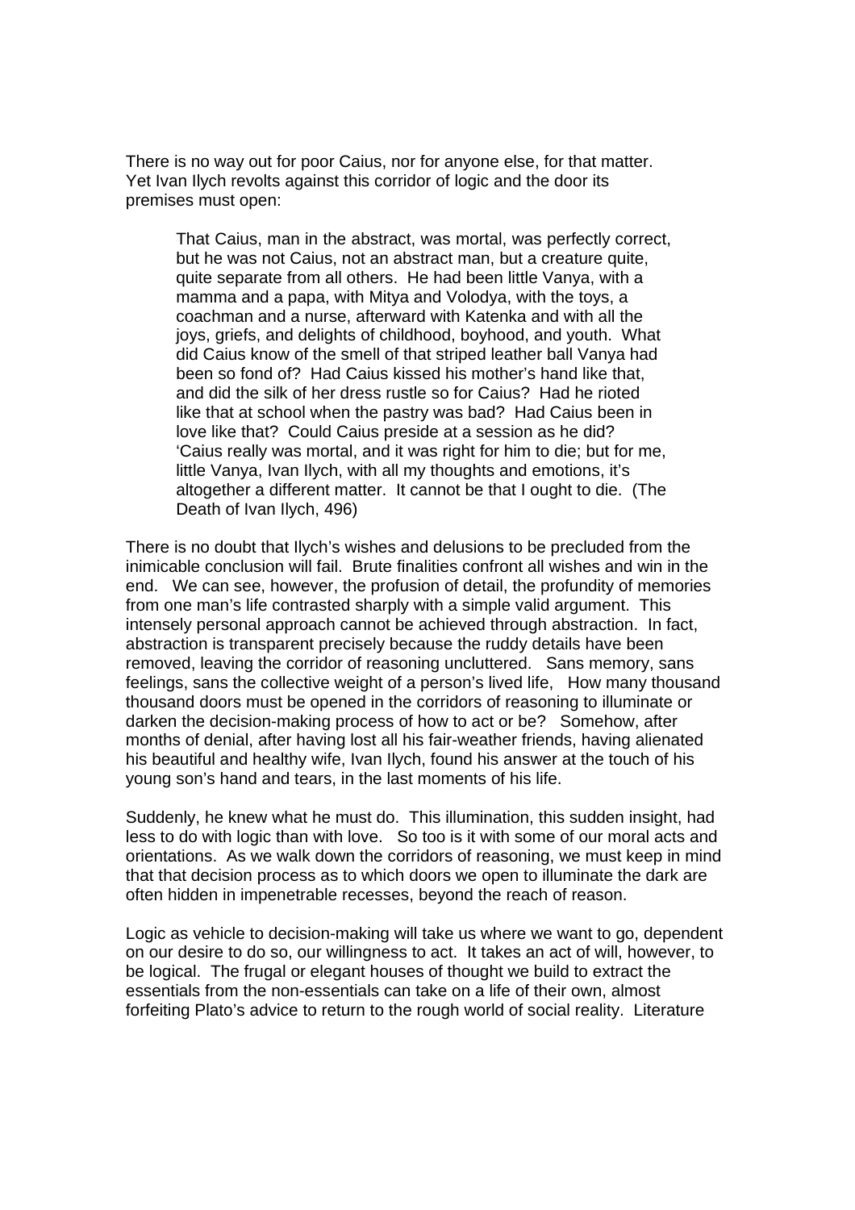There is no way out for poor Caius, nor for anyone else, for that matter. Yet Ivan Ilych revolts against this corridor of logic and the door its premises must open:

> That Caius, man in the abstract, was mortal, was perfectly correct, but he was not Caius, not an abstract man, but a creature quite, quite separate from all others. He had been little Vanya, with a mamma and a papa, with Mitya and Volodya, with the toys, a coachman and a nurse, afterward with Katenka and with all the joys, griefs, and delights of childhood, boyhood, and youth. What did Caius know of the smell of that striped leather ball Vanya had been so fond of? Had Caius kissed his mother's hand like that, and did the silk of her dress rustle so for Caius? Had he rioted like that at school when the pastry was bad? Had Caius been in love like that? Could Caius preside at a session as he did? 'Caius really was mortal, and it was right for him to die; but for me, little Vanya, Ivan Ilych, with all my thoughts and emotions, it's altogether a different matter. It cannot be that I ought to die. (The Death of Ivan Ilych, 496)

There is no doubt that Ilych's wishes and delusions to be precluded from the inimicable conclusion will fail. Brute finalities confront all wishes and win in the end. We can see, however, the profusion of detail, the profundity of memories from one man's life contrasted sharply with a simple valid argument. This intensely personal approach cannot be achieved through abstraction. In fact, abstraction is transparent precisely because the ruddy details have been removed, leaving the corridor of reasoning uncluttered. Sans memory, sans feelings, sans the collective weight of a person's lived life, How many thousand thousand doors must be opened in the corridors of reasoning to illuminate or darken the decision-making process of how to act or be? Somehow, after months of denial, after having lost all his fair-weather friends, having alienated his beautiful and healthy wife, Ivan Ilych, found his answer at the touch of his young son's hand and tears, in the last moments of his life.

Suddenly, he knew what he must do. This illumination, this sudden insight, had less to do with logic than with love. So too is it with some of our moral acts and orientations. As we walk down the corridors of reasoning, we must keep in mind that that decision process as to which doors we open to illuminate the dark are often hidden in impenetrable recesses, beyond the reach of reason.

Logic as vehicle to decision-making will take us where we want to go, dependent on our desire to do so, our willingness to act. It takes an act of will, however, to be logical. The frugal or elegant houses of thought we build to extract the essentials from the non-essentials can take on a life of their own, almost forfeiting Plato's advice to return to the rough world of social reality. Literature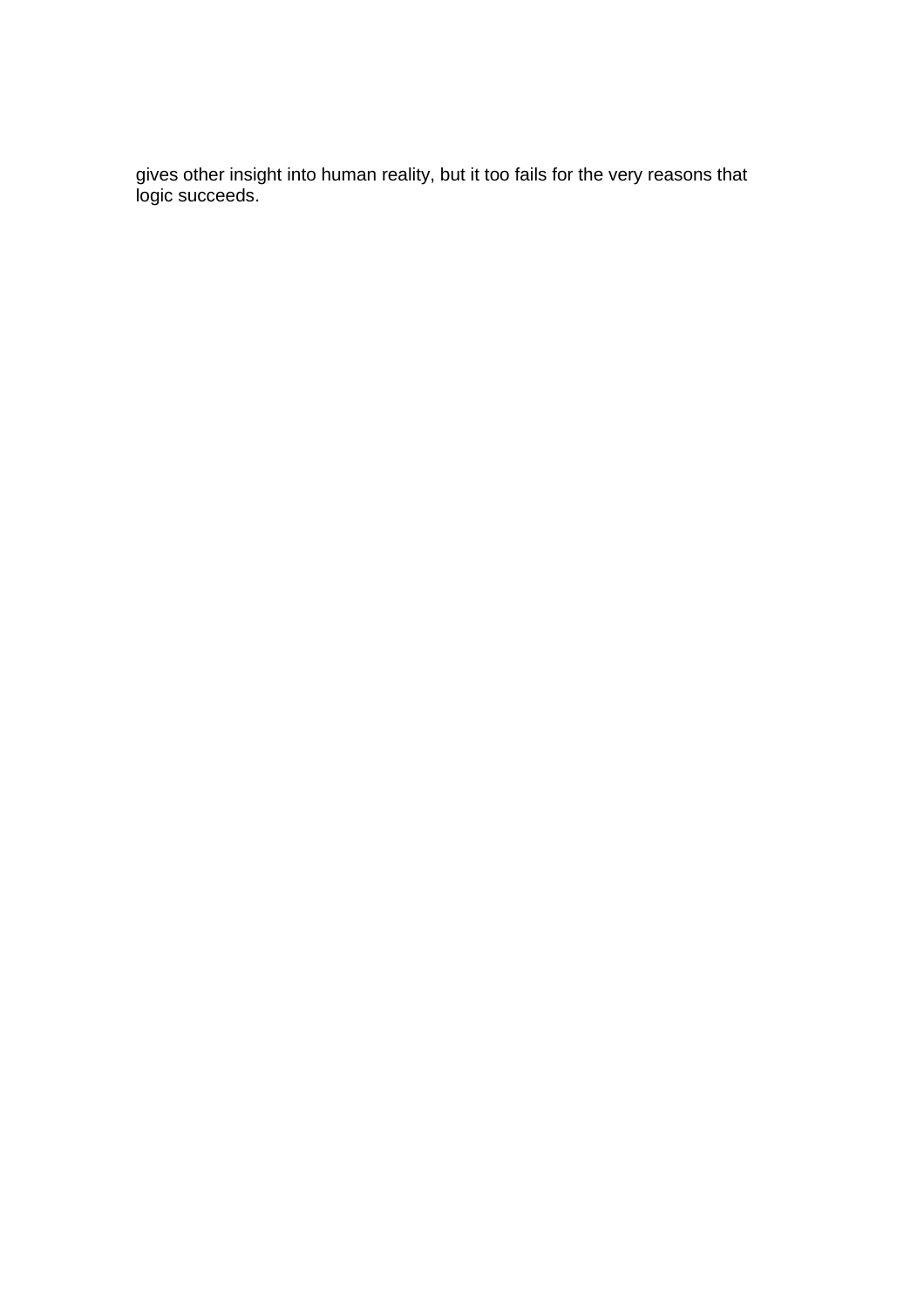gives other insight into human reality, but it too fails for the very reasons that logic succeeds.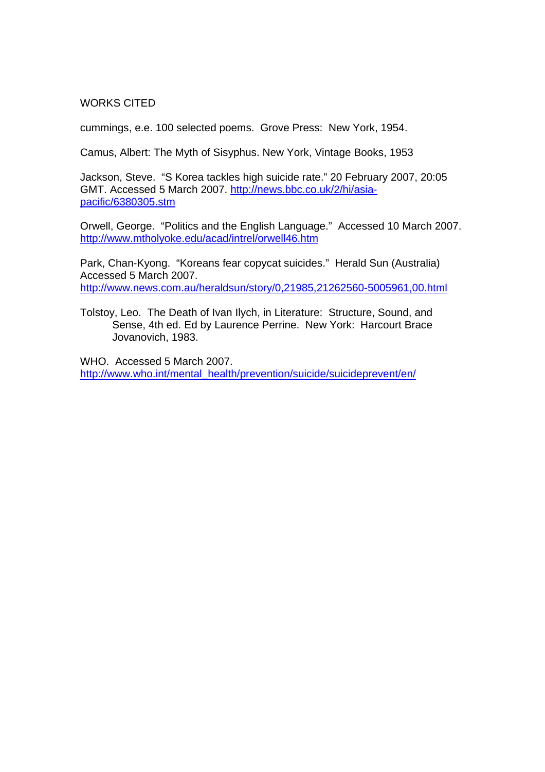# WORKS CITED

cummings, e.e. 100 selected poems. Grove Press: New York, 1954.

Camus, Albert: The Myth of Sisyphus. New York, Vintage Books, 1953

Jackson, Steve. "S Korea tackles high suicide rate." 20 February 2007, 20:05 GMT. Accessed 5 March 2007. http://news.bbc.co.uk/2/hi/asia-pacific/6380305.stm

Orwell, George. "Politics and the English Language." Accessed 10 March 2007. http://www.mtholyoke.edu/acad/intrel/orwell46.htm

Park, Chan-Kyong. "Koreans fear copycat suicides." Herald Sun (Australia) Accessed 5 March 2007. http://www.news.com.au/heraldsun/story/0,21985,21262560-5005961,00.html

Tolstoy, Leo. The Death of Ivan Ilych, in Literature: Structure, Sound, and Sense, 4th ed. Ed by Laurence Perrine. New York: Harcourt Brace Jovanovich, 1983.

WHO. Accessed 5 March 2007. http://www.who.int/mental_health/prevention/suicide/suicideprevent/en/